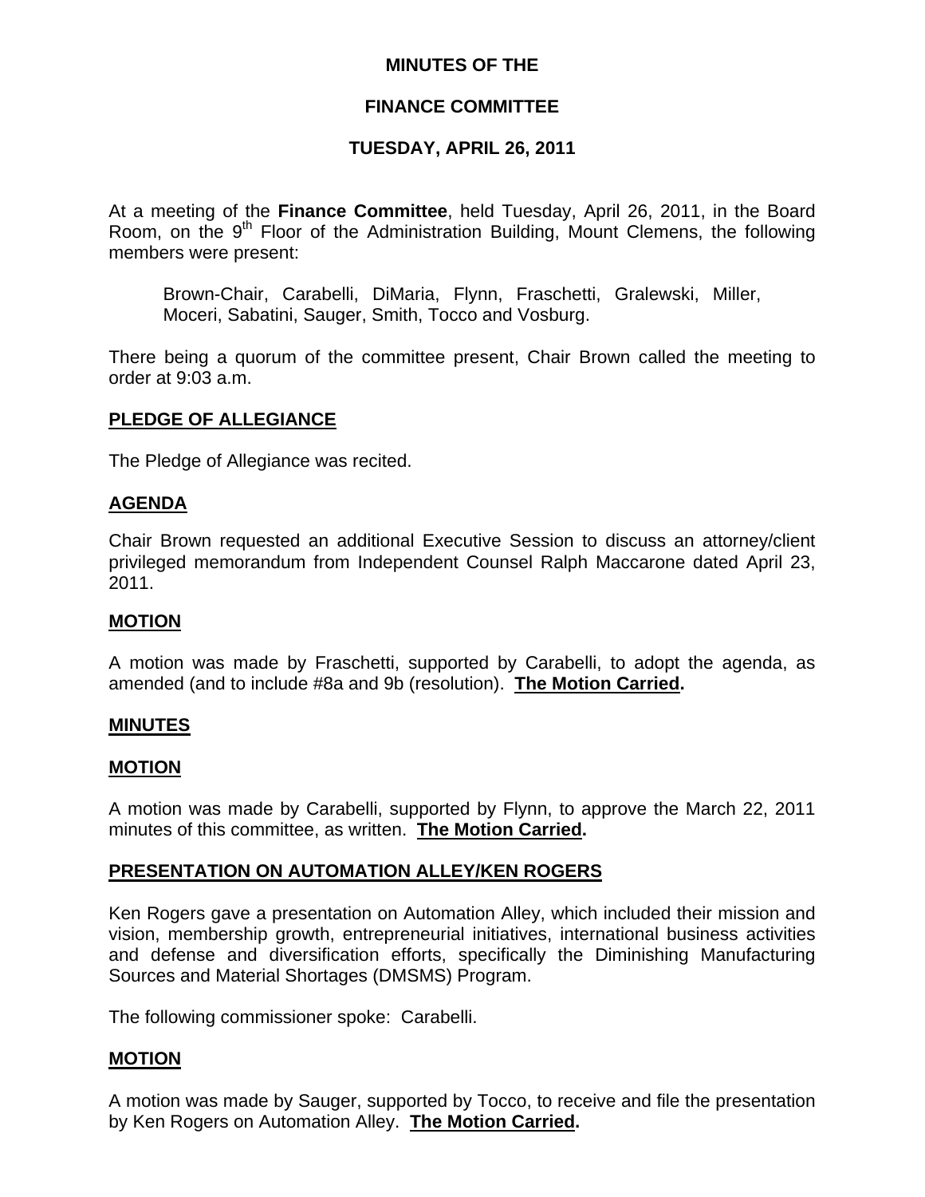# MINUTES OF THE

# FINANCE COMMITTEE

# TUESDAY, APRIL 26, 2011

At a meeting of the **Finance Committee**, held Tuesday, April 26, 2011, in the Board Room, on the 9th Floor of the Administration Building, Mount Clemens, the following members were present:

Brown-Chair, Carabelli, DiMaria, Flynn, Fraschetti, Gralewski, Miller, Moceri, Sabatini, Sauger, Smith, Tocco and Vosburg.

There being a quorum of the committee present, Chair Brown called the meeting to order at 9:03 a.m.

## PLEDGE OF ALLEGIANCE

The Pledge of Allegiance was recited.

## AGENDA

Chair Brown requested an additional Executive Session to discuss an attorney/client privileged memorandum from Independent Counsel Ralph Maccarone dated April 23, 2011.

## MOTION

A motion was made by Fraschetti, supported by Carabelli, to adopt the agenda, as amended (and to include #8a and 9b (resolution). **The Motion Carried.**

## MINUTES

## MOTION

A motion was made by Carabelli, supported by Flynn, to approve the March 22, 2011 minutes of this committee, as written. **The Motion Carried.**

## PRESENTATION ON AUTOMATION ALLEY/KEN ROGERS

Ken Rogers gave a presentation on Automation Alley, which included their mission and vision, membership growth, entrepreneurial initiatives, international business activities and defense and diversification efforts, specifically the Diminishing Manufacturing Sources and Material Shortages (DMSMS) Program.

The following commissioner spoke: Carabelli.

## MOTION

A motion was made by Sauger, supported by Tocco, to receive and file the presentation by Ken Rogers on Automation Alley. **The Motion Carried.**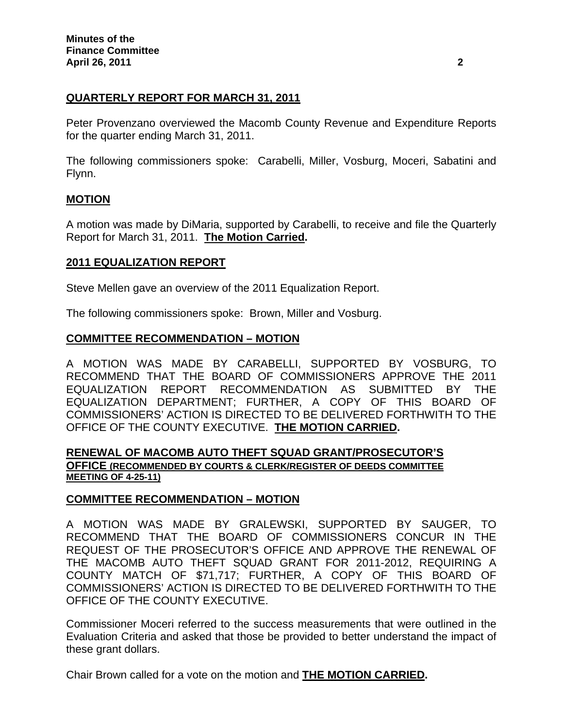## QUARTERLY REPORT FOR MARCH 31, 2011

Peter Provenzano overviewed the Macomb County Revenue and Expenditure Reports for the quarter ending March 31, 2011.

The following commissioners spoke: Carabelli, Miller, Vosburg, Moceri, Sabatini and Flynn.

## MOTION

A motion was made by DiMaria, supported by Carabelli, to receive and file the Quarterly Report for March 31, 2011. **The Motion Carried.**

## 2011 EQUALIZATION REPORT

Steve Mellen gave an overview of the 2011 Equalization Report.

The following commissioners spoke: Brown, Miller and Vosburg.

## COMMITTEE RECOMMENDATION – MOTION

A MOTION WAS MADE BY CARABELLI, SUPPORTED BY VOSBURG, TO RECOMMEND THAT THE BOARD OF COMMISSIONERS APPROVE THE 2011 EQUALIZATION REPORT RECOMMENDATION AS SUBMITTED BY THE EQUALIZATION DEPARTMENT; FURTHER, A COPY OF THIS BOARD OF COMMISSIONERS' ACTION IS DIRECTED TO BE DELIVERED FORTHWITH TO THE OFFICE OF THE COUNTY EXECUTIVE. **THE MOTION CARRIED.**

## RENEWAL OF MACOMB AUTO THEFT SQUAD GRANT/PROSECUTOR'S OFFICE (RECOMMENDED BY COURTS & CLERK/REGISTER OF DEEDS COMMITTEE MEETING OF 4-25-11)

## COMMITTEE RECOMMENDATION – MOTION

A MOTION WAS MADE BY GRALEWSKI, SUPPORTED BY SAUGER, TO RECOMMEND THAT THE BOARD OF COMMISSIONERS CONCUR IN THE REQUEST OF THE PROSECUTOR'S OFFICE AND APPROVE THE RENEWAL OF THE MACOMB AUTO THEFT SQUAD GRANT FOR 2011-2012, REQUIRING A COUNTY MATCH OF $71,717; FURTHER, A COPY OF THIS BOARD OF COMMISSIONERS' ACTION IS DIRECTED TO BE DELIVERED FORTHWITH TO THE OFFICE OF THE COUNTY EXECUTIVE.

Commissioner Moceri referred to the success measurements that were outlined in the Evaluation Criteria and asked that those be provided to better understand the impact of these grant dollars.

Chair Brown called for a vote on the motion and **THE MOTION CARRIED.**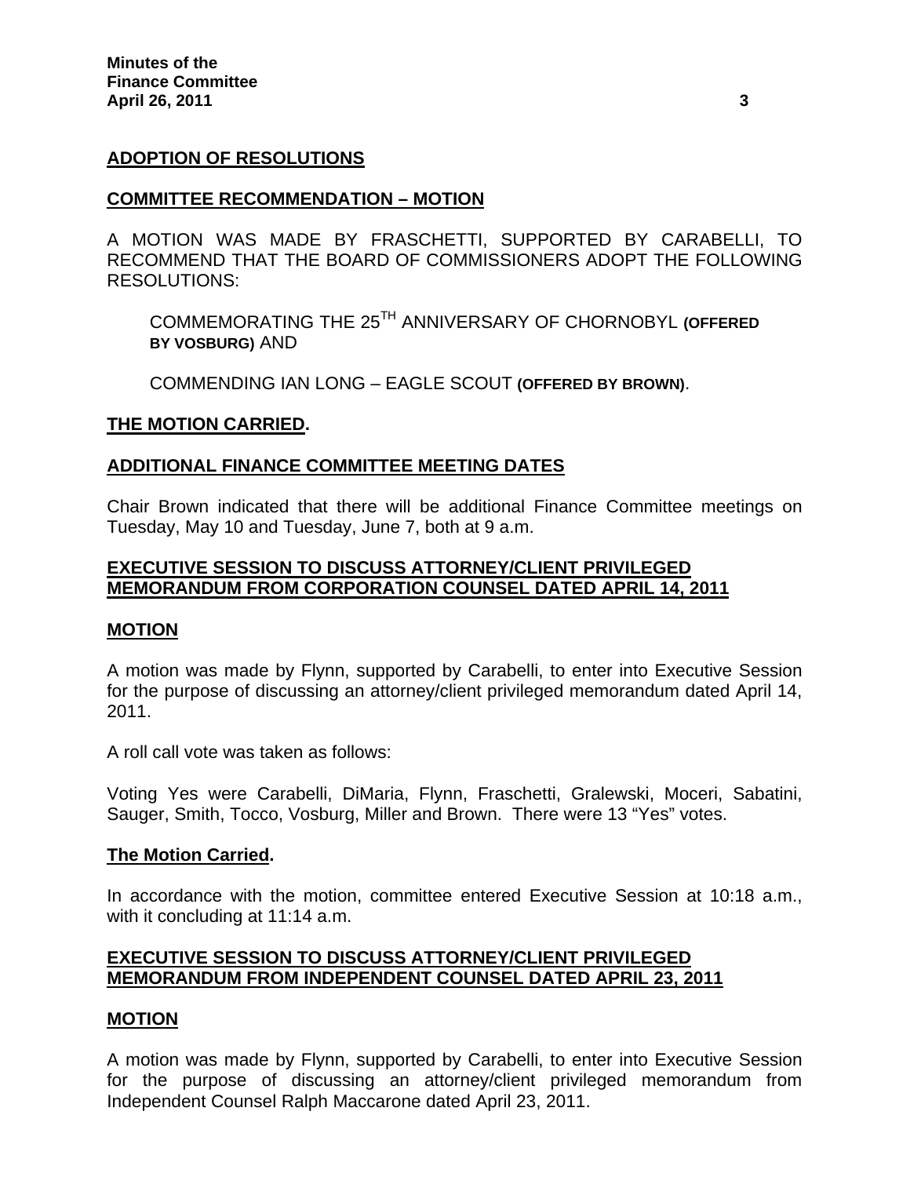## ADOPTION OF RESOLUTIONS

### COMMITTEE RECOMMENDATION – MOTION

A MOTION WAS MADE BY FRASCHETTI, SUPPORTED BY CARABELLI, TO RECOMMEND THAT THE BOARD OF COMMISSIONERS ADOPT THE FOLLOWING RESOLUTIONS:

COMMEMORATING THE 25$^{TH}$ ANNIVERSARY OF CHORNOBYL **(OFFERED BY VOSBURG)** AND

COMMENDING IAN LONG – EAGLE SCOUT **(OFFERED BY BROWN)**.

**THE MOTION CARRIED.**

## ADDITIONAL FINANCE COMMITTEE MEETING DATES

Chair Brown indicated that there will be additional Finance Committee meetings on Tuesday, May 10 and Tuesday, June 7, both at 9 a.m.

## EXECUTIVE SESSION TO DISCUSS ATTORNEY/CLIENT PRIVILEGED MEMORANDUM FROM CORPORATION COUNSEL DATED APRIL 14, 2011

### MOTION

A motion was made by Flynn, supported by Carabelli, to enter into Executive Session for the purpose of discussing an attorney/client privileged memorandum dated April 14, 2011.

A roll call vote was taken as follows:

Voting Yes were Carabelli, DiMaria, Flynn, Fraschetti, Gralewski, Moceri, Sabatini, Sauger, Smith, Tocco, Vosburg, Miller and Brown. There were 13 "Yes" votes.

**The Motion Carried.**

In accordance with the motion, committee entered Executive Session at 10:18 a.m., with it concluding at 11:14 a.m.

## EXECUTIVE SESSION TO DISCUSS ATTORNEY/CLIENT PRIVILEGED MEMORANDUM FROM INDEPENDENT COUNSEL DATED APRIL 23, 2011

### MOTION

A motion was made by Flynn, supported by Carabelli, to enter into Executive Session for the purpose of discussing an attorney/client privileged memorandum from Independent Counsel Ralph Maccarone dated April 23, 2011.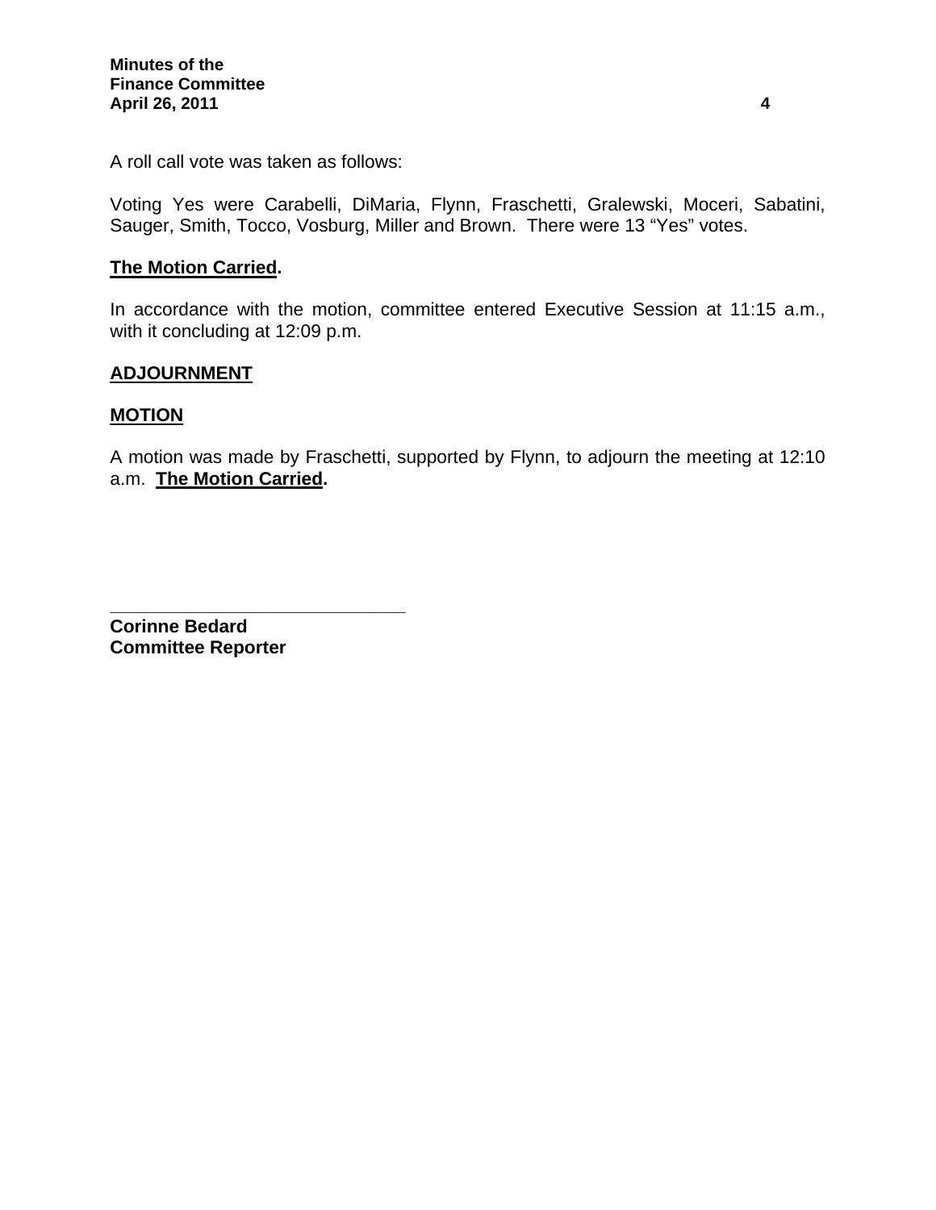A roll call vote was taken as follows:

Voting Yes were Carabelli, DiMaria, Flynn, Fraschetti, Gralewski, Moceri, Sabatini, Sauger, Smith, Tocco, Vosburg, Miller and Brown. There were 13 “Yes” votes.

**The Motion Carried.**

In accordance with the motion, committee entered Executive Session at 11:15 a.m., with it concluding at 12:09 p.m.

## ADJOURNMENT

### MOTION

A motion was made by Fraschetti, supported by Flynn, to adjourn the meeting at 12:10 a.m. **The Motion Carried.**

\_\_\_\_\_\_\_\_\_\_\_\_\_\_\_\_\_\_\_\_\_\_\_\_\_\_\_\_\_\_

**Corinne Bedard**
**Committee Reporter**